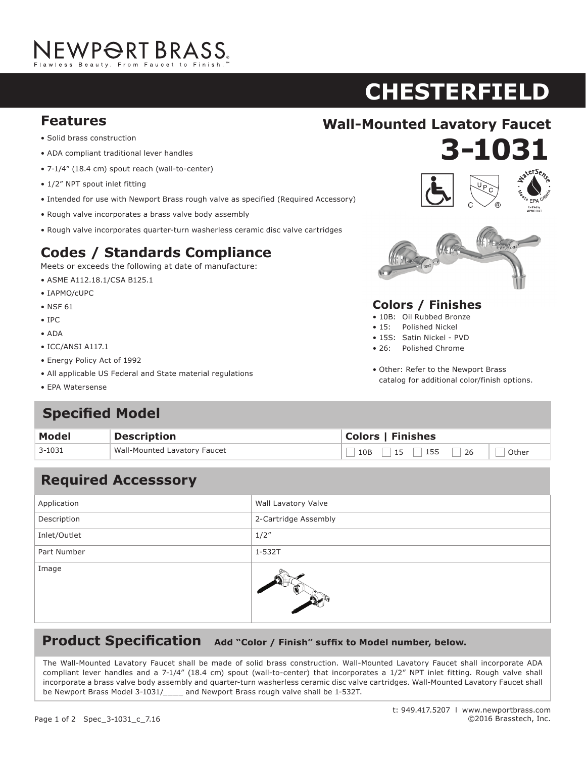NEWPORT BRASS®
Flawless Beauty. From Faucet to Finish.™

# CHESTERFIELD

## Wall-Mounted Lavatory Faucet

# 3-1031

## Features

- Solid brass construction
- ADA compliant traditional lever handles
- 7-1/4" (18.4 cm) spout reach (wall-to-center)
- 1/2" NPT spout inlet fitting
- Intended for use with Newport Brass rough valve as specified (Required Accessory)
- Rough valve incorporates a brass valve body assembly
- Rough valve incorporates quarter-turn washerless ceramic disc valve cartridges

## Codes / Standards Compliance

Meets or exceeds the following at date of manufacture:

- ASME A112.18.1/CSA B125.1
- IAPMO/cUPC
- NSF 61
- IPC
- ADA
- ICC/ANSI A117.1
- Energy Policy Act of 1992
- All applicable US Federal and State material regulations
- EPA Watersense

## Colors / Finishes

- 10B: Oil Rubbed Bronze
- 15: Polished Nickel
- 15S: Satin Nickel - PVD
- 26: Polished Chrome

- Other: Refer to the Newport Brass catalog for additional color/finish options.

## Specified Model

| Model | Description | Colors \| Finishes | |
|---|---|---|---|
| 3-1031 | Wall-Mounted Lavatory Faucet | ☐ 10B ☐ 15 ☐ 15S ☐ 26 | ☐ Other |

## Required Accesssory

| | |
|---|---|
| Application | Wall Lavatory Valve |
| Description | 2-Cartridge Assembly |
| Inlet/Outlet | 1/2" |
| Part Number | 1-532T |
| Image | |

## Product Specification **Add "Color / Finish" suffix to Model number, below.**

The Wall-Mounted Lavatory Faucet shall be made of solid brass construction. Wall-Mounted Lavatory Faucet shall incorporate ADA compliant lever handles and a 7-1/4" (18.4 cm) spout (wall-to-center) that incorporates a 1/2" NPT inlet fitting. Rough valve shall incorporate a brass valve body assembly and quarter-turn washerless ceramic disc valve cartridges. Wall-Mounted Lavatory Faucet shall be Newport Brass Model 3-1031/____ and Newport Brass rough valve shall be 1-532T.

t: 949.417.5207 l www.newportbrass.com
©2016 Brasstech, Inc.

Spec_3-1031_c_7.16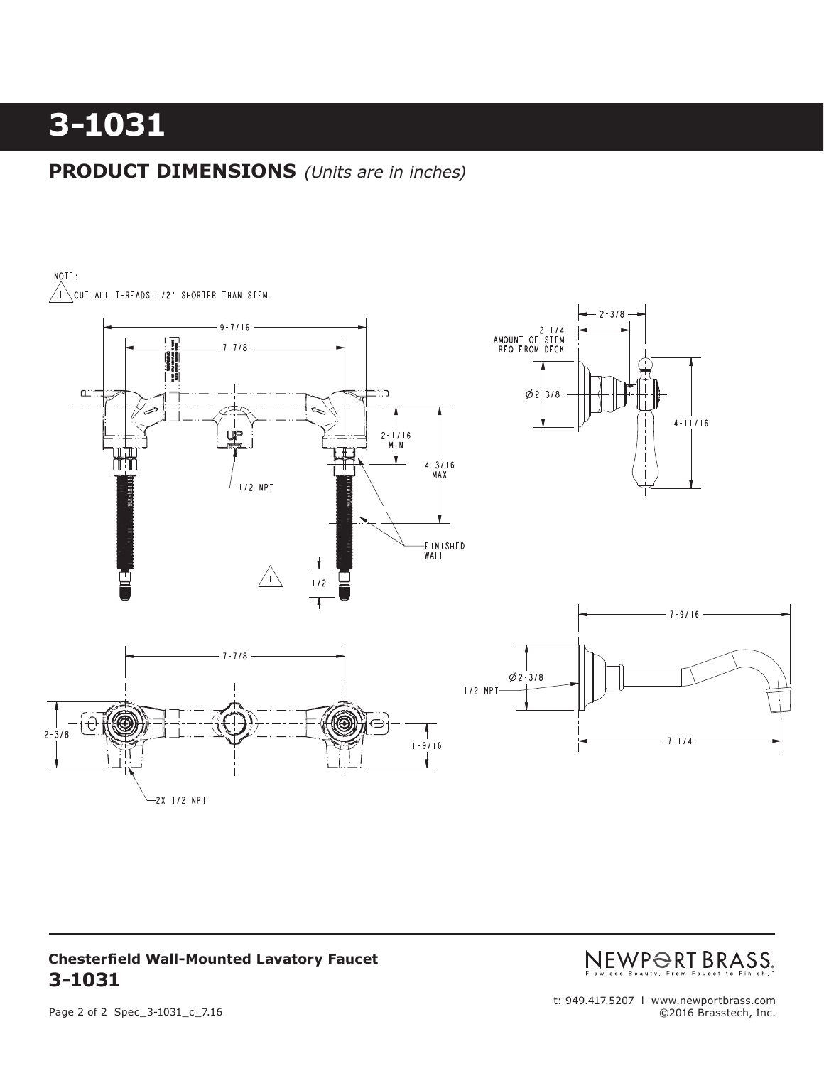# 3-1031

## PRODUCT DIMENSIONS *(Units are in inches)*

NOTE:
1 CUT ALL THREADS 1/2" SHORTER THAN STEM.

9-7/16
7-7/8
2-1/16
MIN
4-3/16
MAX
1/2 NPT
FINISHED
WALL
1
1/2

2-3/8
2-1/4
AMOUNT OF STEM
REQ FROM DECK
Ø 2-3/8
4-11/16

7-7/8
2-3/8
1-9/16
2X 1/2 NPT

7-9/16
Ø 2-3/8
1/2 NPT
7-1/4

**Chesterfield Wall-Mounted Lavatory Faucet**
**3-1031**

NEWPORT BRASS.
Flawless Beauty. From Faucet to Finish.™

Spec_3-1031_c_7.16

t: 949.417.5207 | www.newportbrass.com
©2016 Brasstech, Inc.